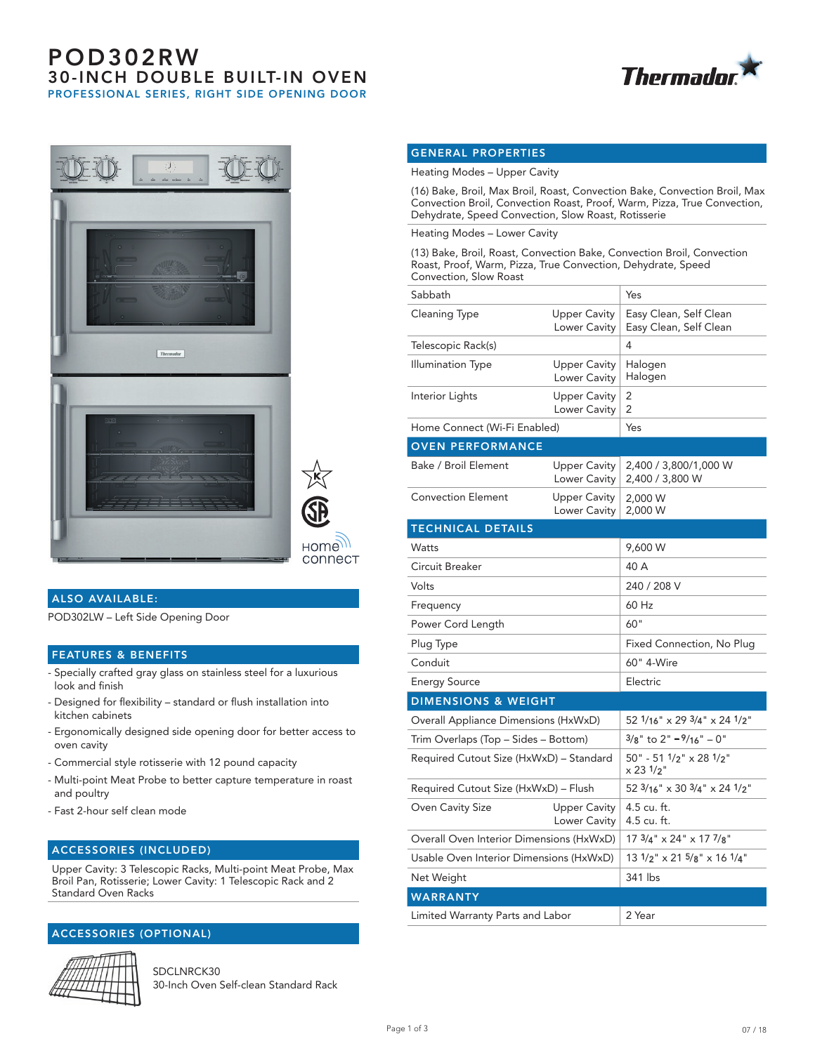# POD302RW

## 30-INCH DOUBLE BUILT-IN OVEN

### PROFESSIONAL SERIES, RIGHT SIDE OPENING DOOR

Thermador

Home connect

## ALSO AVAILABLE:

POD302LW – Left Side Opening Door

## FEATURES & BENEFITS

- Specially crafted gray glass on stainless steel for a luxurious look and finish
- Designed for flexibility – standard or flush installation into kitchen cabinets
- Ergonomically designed side opening door for better access to oven cavity
- Commercial style rotisserie with 12 pound capacity
- Multi-point Meat Probe to better capture temperature in roast and poultry
- Fast 2-hour self clean mode

## ACCESSORIES (INCLUDED)

Upper Cavity: 3 Telescopic Racks, Multi-point Meat Probe, Max Broil Pan, Rotisserie; Lower Cavity: 1 Telescopic Rack and 2 Standard Oven Racks

## ACCESSORIES (OPTIONAL)

SDCLNRCK30
30-Inch Oven Self-clean Standard Rack

## GENERAL PROPERTIES

Heating Modes – Upper Cavity

(16) Bake, Broil, Max Broil, Roast, Convection Bake, Convection Broil, Max Convection Broil, Convection Roast, Proof, Warm, Pizza, True Convection, Dehydrate, Speed Convection, Slow Roast, Rotisserie

Heating Modes – Lower Cavity

(13) Bake, Broil, Roast, Convection Bake, Convection Broil, Convection Roast, Proof, Warm, Pizza, True Convection, Dehydrate, Speed Convection, Slow Roast

| | | |
|---|---|---|
| Sabbath | | Yes |
| Cleaning Type | Upper Cavity | Easy Clean, Self Clean |
| | Lower Cavity | Easy Clean, Self Clean |
| Telescopic Rack(s) | | 4 |
| Illumination Type | Upper Cavity | Halogen |
| | Lower Cavity | Halogen |
| Interior Lights | Upper Cavity | 2 |
| | Lower Cavity | 2 |
| Home Connect (Wi-Fi Enabled) | | Yes |

## OVEN PERFORMANCE

| | | |
|---|---|---|
| Bake / Broil Element | Upper Cavity | 2,400 / 3,800/1,000 W |
| | Lower Cavity | 2,400 / 3,800 W |
| Convection Element | Upper Cavity | 2,000 W |
| | Lower Cavity | 2,000 W |

## TECHNICAL DETAILS

| | |
|---|---|
| Watts | 9,600 W |
| Circuit Breaker | 40 A |
| Volts | 240 / 208 V |
| Frequency | 60 Hz |
| Power Cord Length | 60" |
| Plug Type | Fixed Connection, No Plug |
| Conduit | 60" 4-Wire |
| Energy Source | Electric |

## DIMENSIONS & WEIGHT

| | | |
|---|---|---|
| Overall Appliance Dimensions (HxWxD) | | 52 1/16" x 29 3/4" x 24 1/2" |
| Trim Overlaps (Top – Sides – Bottom) | | 3/8" to 2" – 9/16" – 0" |
| Required Cutout Size (HxWxD) – Standard | | 50" - 51 1/2" x 28 1/2" x 23 1/2" |
| Required Cutout Size (HxWxD) – Flush | | 52 3/16" x 30 3/4" x 24 1/2" |
| Oven Cavity Size | Upper Cavity | 4.5 cu. ft. |
| | Lower Cavity | 4.5 cu. ft. |
| Overall Oven Interior Dimensions (HxWxD) | | 17 3/4" x 24" x 17 7/8" |
| Usable Oven Interior Dimensions (HxWxD) | | 13 1/2" x 21 5/8" x 16 1/4" |
| Net Weight | | 341 lbs |

## WARRANTY

| | |
|---|---|
| Limited Warranty Parts and Labor | 2 Year |

07 / 18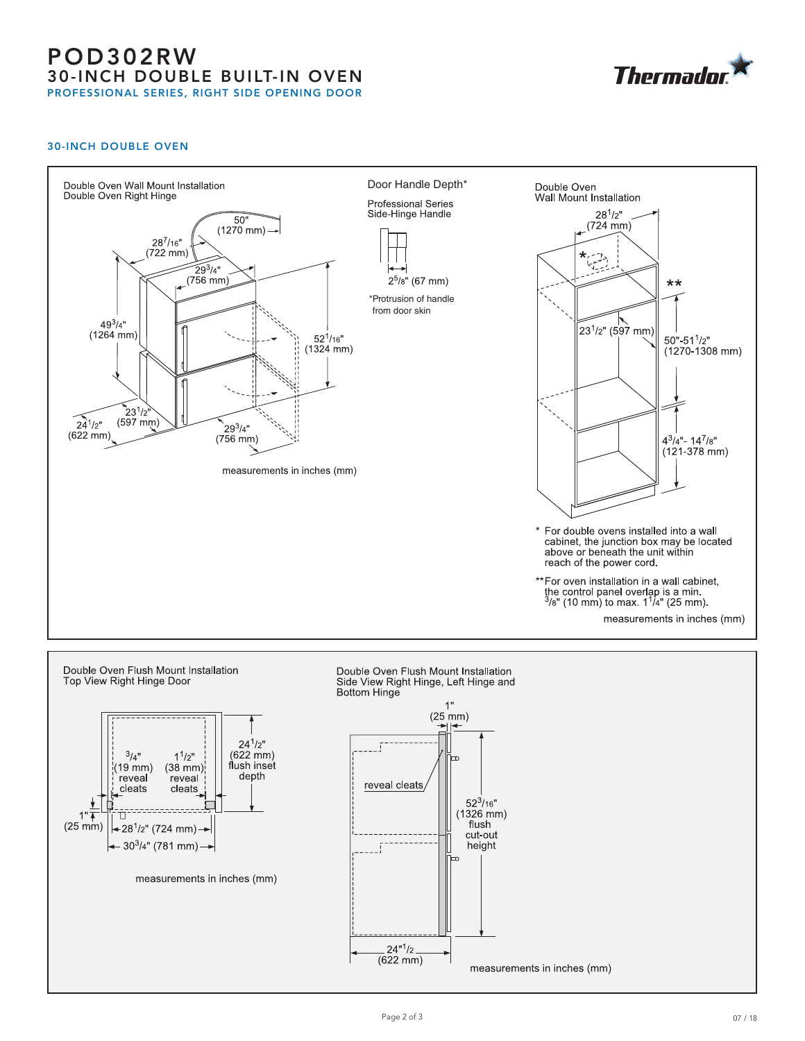# POD302RW

## 30-INCH DOUBLE BUILT-IN OVEN

### PROFESSIONAL SERIES, RIGHT SIDE OPENING DOOR

Thermador

### 30-INCH DOUBLE OVEN

Double Oven Wall Mount Installation
Double Oven Right Hinge

50" (1270 mm)
28 7/16" (722 mm)
29 3/4" (756 mm)
49 3/4" (1264 mm)
52 1/16" (1324 mm)
23 1/2" (597 mm)
24 1/2" (622 mm)
29 3/4" (756 mm)

measurements in inches (mm)

Door Handle Depth*

Professional Series
Side-Hinge Handle

2 5/8" (67 mm)

*Protrusion of handle from door skin

Double Oven
Wall Mount Installation

28 1/2" (724 mm)
*
**
23 1/2" (597 mm)
50"-51 1/2" (1270-1308 mm)
4 3/4"- 14 7/8" (121-378 mm)

\* For double ovens installed into a wall cabinet, the junction box may be located above or beneath the unit within reach of the power cord.

\*\*For oven installation in a wall cabinet, the control panel overlap is a min. 3/8" (10 mm) to max. 1 1/4" (25 mm).

measurements in inches (mm)

Double Oven Flush Mount Installation
Top View Right Hinge Door

3/4" (19 mm) reveal cleats
1 1/2" (38 mm) reveal cleats
24 1/2" (622 mm) flush inset depth
1" (25 mm)
28 1/2" (724 mm)
30 3/4" (781 mm)

measurements in inches (mm)

Double Oven Flush Mount Installation
Side View Right Hinge, Left Hinge and Bottom Hinge

1" (25 mm)
reveal cleats
52 3/16" (1326 mm) flush cut-out height
24"1/2 (622 mm)

measurements in inches (mm)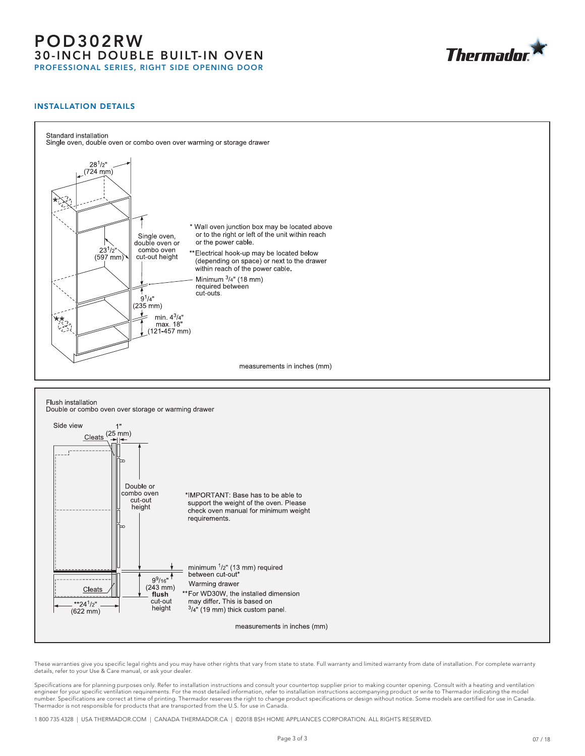# POD302RW

## 30-INCH DOUBLE BUILT-IN OVEN

### PROFESSIONAL SERIES, RIGHT SIDE OPENING DOOR

Thermador

### INSTALLATION DETAILS

Standard installation
Single oven, double oven or combo oven over warming or storage drawer

28 1/2"
(724 mm)

23 1/2"
(597 mm)

Single oven, double oven or combo oven cut-out height

9 1/4"
(235 mm)

min. 4 3/4"
max. 18"
(121-457 mm)

\* Wall oven junction box may be located above or to the right or left of the unit within reach or the power cable.

\*\*Electrical hook-up may be located below (depending on space) or next to the drawer within reach of the power cable.

Minimum 3/4" (18 mm) required between cut-outs.

measurements in inches (mm)

Flush installation
Double or combo oven over storage or warming drawer

Side view

Cleats

1"
(25 mm)

Double or combo oven cut-out height

\*IMPORTANT: Base has to be able to support the weight of the oven. Please check oven manual for minimum weight requirements.

minimum 1/2" (13 mm) required between cut-out\*

Warming drawer

9 9/16"
(243 mm)
**flush** cut-out height

Cleats

\*\*24 1/2"
(622 mm)

\*\*For WD30W, the installed dimension may differ. This is based on 3/4" (19 mm) thick custom panel.

measurements in inches (mm)

These warranties give you specific legal rights and you may have other rights that vary from state to state. Full warranty and limited warranty from date of installation. For complete warranty details, refer to your Use & Care manual, or ask your dealer.

Specifications are for planning purposes only. Refer to installation instructions and consult your countertop supplier prior to making counter opening. Consult with a heating and ventilation engineer for your specific ventilation requirements. For the most detailed information, refer to installation instructions accompanying product or write to Thermador indicating the model number. Specifications are correct at time of printing. Thermador reserves the right to change product specifications or design without notice. Some models are certified for use in Canada. Thermador is not responsible for products that are transported from the U.S. for use in Canada.

1 800 735 4328 | USA THERMADOR.COM | CANADA THERMADOR.CA | ©2018 BSH HOME APPLIANCES CORPORATION. ALL RIGHTS RESERVED.

07 / 18